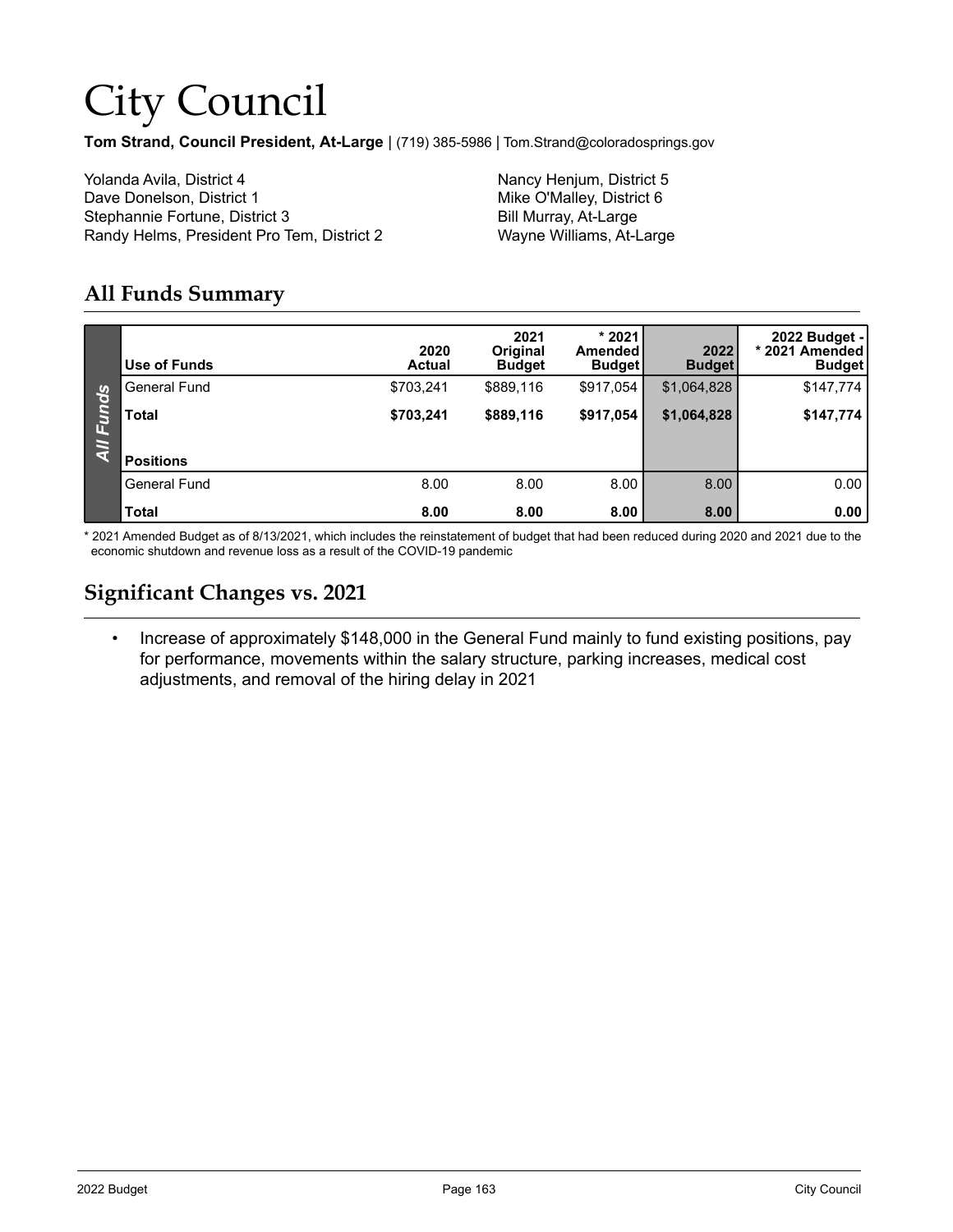# City Council

**Tom Strand, Council President, At-Large** | (719) 385-5986 | Tom.Strand@coloradosprings.gov

Yolanda Avila, District 4
Dave Donelson, District 1
Stephannie Fortune, District 3
Randy Helms, President Pro Tem, District 2
Nancy Henjum, District 5
Mike O'Malley, District 6
Bill Murray, At-Large
Wayne Williams, At-Large

## All Funds Summary

| Use of Funds | 2020 Actual | 2021 Original Budget | * 2021 Amended Budget | 2022 Budget | 2022 Budget - * 2021 Amended Budget |
|---|---|---|---|---|---|
| General Fund | $703,241 | $889,116 | $917,054 | $1,064,828 | $147,774 |
| **Total** | **$703,241** | **$889,116** | **$917,054** | **$1,064,828** | **$147,774** |
| **Positions** | | | | | |
| General Fund | 8.00 | 8.00 | 8.00 | 8.00 | 0.00 |
| **Total** | **8.00** | **8.00** | **8.00** | **8.00** | **0.00** |

* 2021 Amended Budget as of 8/13/2021, which includes the reinstatement of budget that had been reduced during 2020 and 2021 due to the economic shutdown and revenue loss as a result of the COVID-19 pandemic

## Significant Changes vs. 2021

- Increase of approximately $148,000 in the General Fund mainly to fund existing positions, pay for performance, movements within the salary structure, parking increases, medical cost adjustments, and removal of the hiring delay in 2021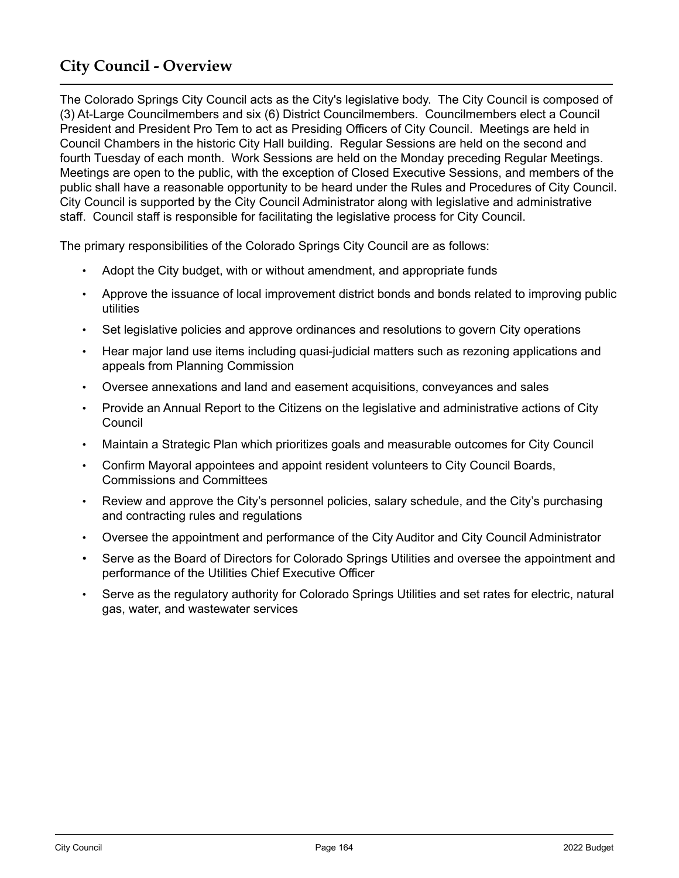## City Council - Overview

The Colorado Springs City Council acts as the City's legislative body. The City Council is composed of (3) At-Large Councilmembers and six (6) District Councilmembers. Councilmembers elect a Council President and President Pro Tem to act as Presiding Officers of City Council. Meetings are held in Council Chambers in the historic City Hall building. Regular Sessions are held on the second and fourth Tuesday of each month. Work Sessions are held on the Monday preceding Regular Meetings. Meetings are open to the public, with the exception of Closed Executive Sessions, and members of the public shall have a reasonable opportunity to be heard under the Rules and Procedures of City Council. City Council is supported by the City Council Administrator along with legislative and administrative staff. Council staff is responsible for facilitating the legislative process for City Council.

The primary responsibilities of the Colorado Springs City Council are as follows:

- Adopt the City budget, with or without amendment, and appropriate funds
- Approve the issuance of local improvement district bonds and bonds related to improving public utilities
- Set legislative policies and approve ordinances and resolutions to govern City operations
- Hear major land use items including quasi-judicial matters such as rezoning applications and appeals from Planning Commission
- Oversee annexations and land and easement acquisitions, conveyances and sales
- Provide an Annual Report to the Citizens on the legislative and administrative actions of City Council
- Maintain a Strategic Plan which prioritizes goals and measurable outcomes for City Council
- Confirm Mayoral appointees and appoint resident volunteers to City Council Boards, Commissions and Committees
- Review and approve the City's personnel policies, salary schedule, and the City's purchasing and contracting rules and regulations
- Oversee the appointment and performance of the City Auditor and City Council Administrator
- Serve as the Board of Directors for Colorado Springs Utilities and oversee the appointment and performance of the Utilities Chief Executive Officer
- Serve as the regulatory authority for Colorado Springs Utilities and set rates for electric, natural gas, water, and wastewater services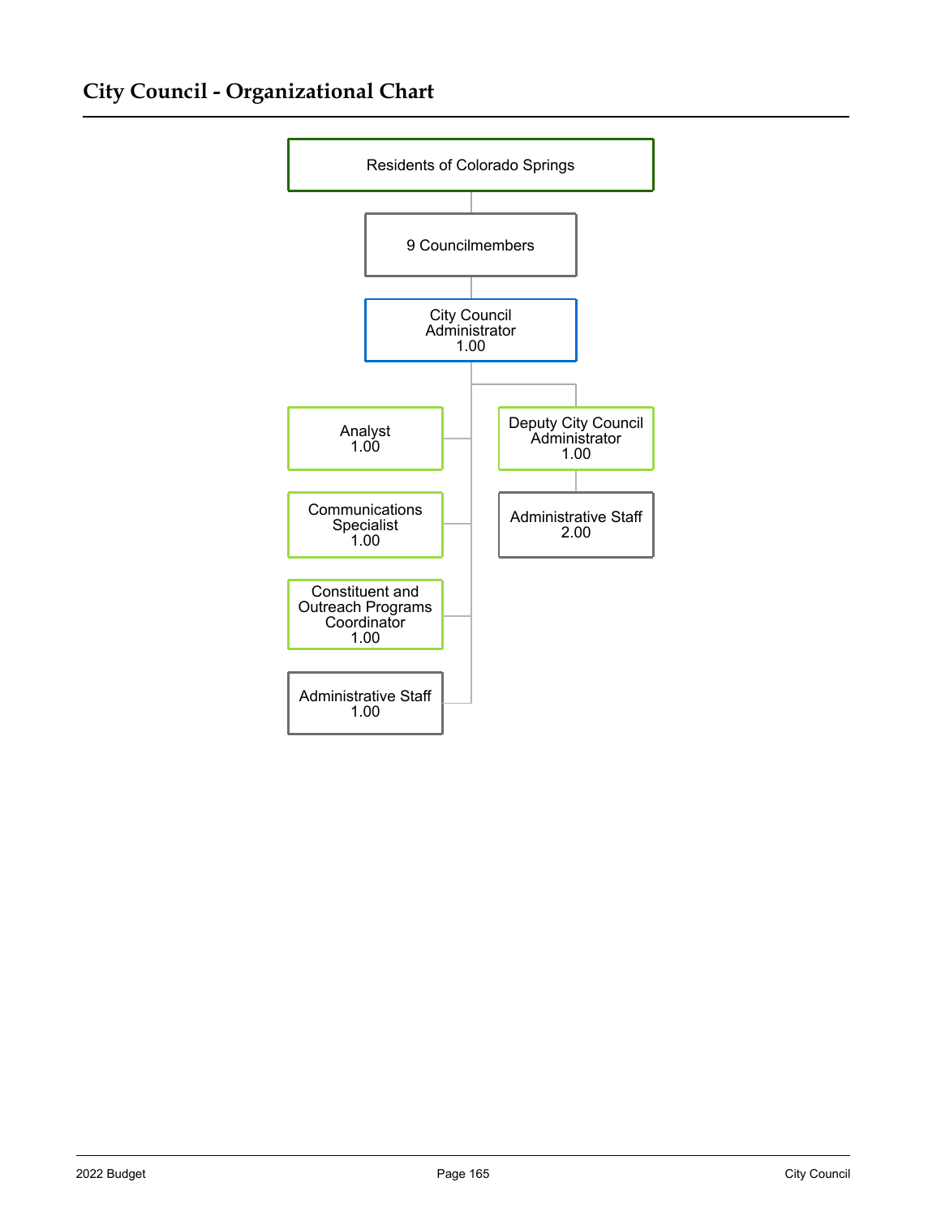# City Council - Organizational Chart

- Residents of Colorado Springs
  - 9 Councilmembers
    - City Council Administrator 1.00
      - Analyst 1.00
      - Communications Specialist 1.00
      - Constituent and Outreach Programs Coordinator 1.00
      - Administrative Staff 1.00
      - Deputy City Council Administrator 1.00
        - Administrative Staff 2.00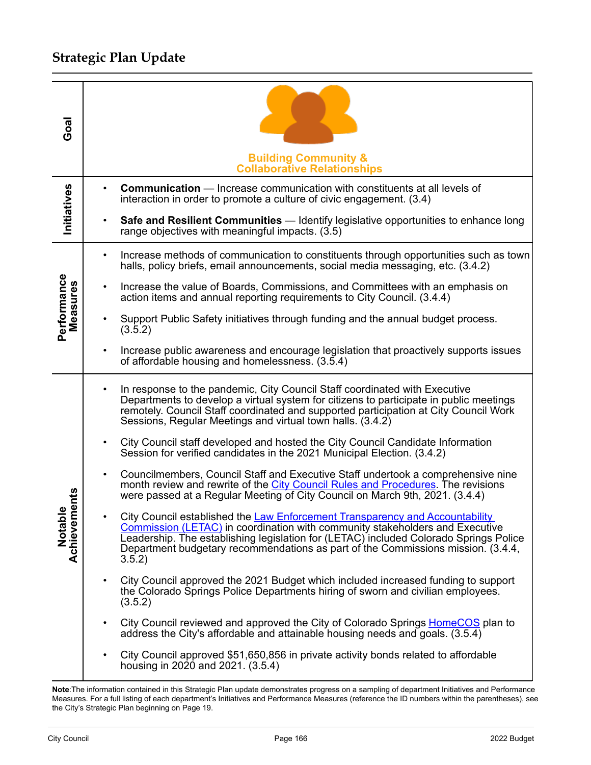## Strategic Plan Update

| | |
|---|---|
| **Goal** | **Building Community & Collaborative Relationships** |
| **Initiatives** | • **Communication** — Increase communication with constituents at all levels of interaction in order to promote a culture of civic engagement. (3.4)<br>• **Safe and Resilient Communities** — Identify legislative opportunities to enhance long range objectives with meaningful impacts. (3.5) |
| **Performance Measures** | • Increase methods of communication to constituents through opportunities such as town halls, policy briefs, email announcements, social media messaging, etc. (3.4.2)<br>• Increase the value of Boards, Commissions, and Committees with an emphasis on action items and annual reporting requirements to City Council. (3.4.4)<br>• Support Public Safety initiatives through funding and the annual budget process. (3.5.2)<br>• Increase public awareness and encourage legislation that proactively supports issues of affordable housing and homelessness. (3.5.4) |
| **Notable Achievements** | • In response to the pandemic, City Council Staff coordinated with Executive Departments to develop a virtual system for citizens to participate in public meetings remotely. Council Staff coordinated and supported participation at City Council Work Sessions, Regular Meetings and virtual town halls. (3.4.2)<br>• City Council staff developed and hosted the City Council Candidate Information Session for verified candidates in the 2021 Municipal Election. (3.4.2)<br>• Councilmembers, Council Staff and Executive Staff undertook a comprehensive nine month review and rewrite of the City Council Rules and Procedures. The revisions were passed at a Regular Meeting of City Council on March 9th, 2021. (3.4.4)<br>• City Council established the Law Enforcement Transparency and Accountability Commission (LETAC) in coordination with community stakeholders and Executive Leadership. The establishing legislation for (LETAC) included Colorado Springs Police Department budgetary recommendations as part of the Commissions mission. (3.4.4, 3.5.2)<br>• City Council approved the 2021 Budget which included increased funding to support the Colorado Springs Police Departments hiring of sworn and civilian employees. (3.5.2)<br>• City Council reviewed and approved the City of Colorado Springs HomeCOS plan to address the City's affordable and attainable housing needs and goals. (3.5.4)<br>• City Council approved $51,650,856 in private activity bonds related to affordable housing in 2020 and 2021. (3.5.4) |

**Note**:The information contained in this Strategic Plan update demonstrates progress on a sampling of department Initiatives and Performance Measures. For a full listing of each department's Initiatives and Performance Measures (reference the ID numbers within the parentheses), see the City's Strategic Plan beginning on Page 19.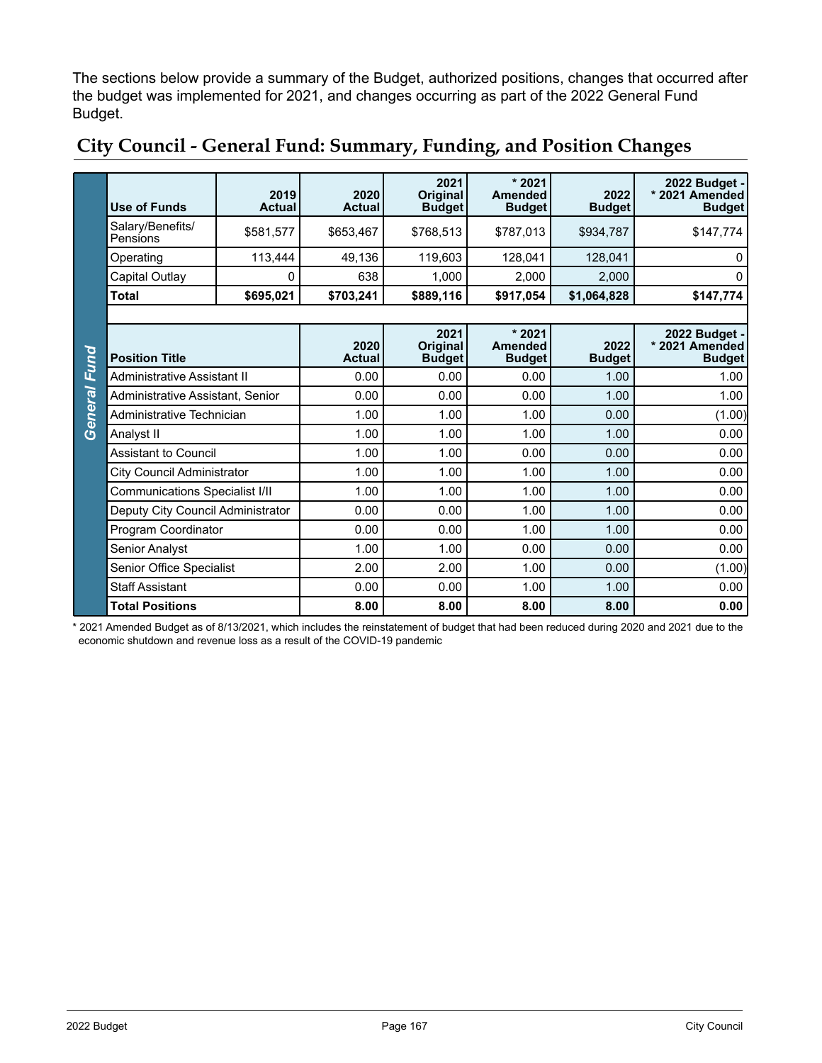The sections below provide a summary of the Budget, authorized positions, changes that occurred after the budget was implemented for 2021, and changes occurring as part of the 2022 General Fund Budget.

## City Council - General Fund: Summary, Funding, and Position Changes

**General Fund**

| Use of Funds | 2019 Actual | 2020 Actual | 2021 Original Budget | * 2021 Amended Budget | 2022 Budget | 2022 Budget - * 2021 Amended Budget |
|---|---|---|---|---|---|---|
| Salary/Benefits/ Pensions | $581,577 | $653,467 | $768,513 | $787,013 | $934,787 | $147,774 |
| Operating | 113,444 | 49,136 | 119,603 | 128,041 | 128,041 | 0 |
| Capital Outlay | 0 | 638 | 1,000 | 2,000 | 2,000 | 0 |
| **Total** | **$695,021** | **$703,241** | **$889,116** | **$917,054** | **$1,064,828** | **$147,774** |

| Position Title | 2020 Actual | 2021 Original Budget | * 2021 Amended Budget | 2022 Budget | 2022 Budget - * 2021 Amended Budget |
|---|---|---|---|---|---|
| Administrative Assistant II | 0.00 | 0.00 | 0.00 | 1.00 | 1.00 |
| Administrative Assistant, Senior | 0.00 | 0.00 | 0.00 | 1.00 | 1.00 |
| Administrative Technician | 1.00 | 1.00 | 1.00 | 0.00 | (1.00) |
| Analyst II | 1.00 | 1.00 | 1.00 | 1.00 | 0.00 |
| Assistant to Council | 1.00 | 1.00 | 0.00 | 0.00 | 0.00 |
| City Council Administrator | 1.00 | 1.00 | 1.00 | 1.00 | 0.00 |
| Communications Specialist I/II | 1.00 | 1.00 | 1.00 | 1.00 | 0.00 |
| Deputy City Council Administrator | 0.00 | 0.00 | 1.00 | 1.00 | 0.00 |
| Program Coordinator | 0.00 | 0.00 | 1.00 | 1.00 | 0.00 |
| Senior Analyst | 1.00 | 1.00 | 0.00 | 0.00 | 0.00 |
| Senior Office Specialist | 2.00 | 2.00 | 1.00 | 0.00 | (1.00) |
| Staff Assistant | 0.00 | 0.00 | 1.00 | 1.00 | 0.00 |
| **Total Positions** | **8.00** | **8.00** | **8.00** | **8.00** | **0.00** |

* 2021 Amended Budget as of 8/13/2021, which includes the reinstatement of budget that had been reduced during 2020 and 2021 due to the economic shutdown and revenue loss as a result of the COVID-19 pandemic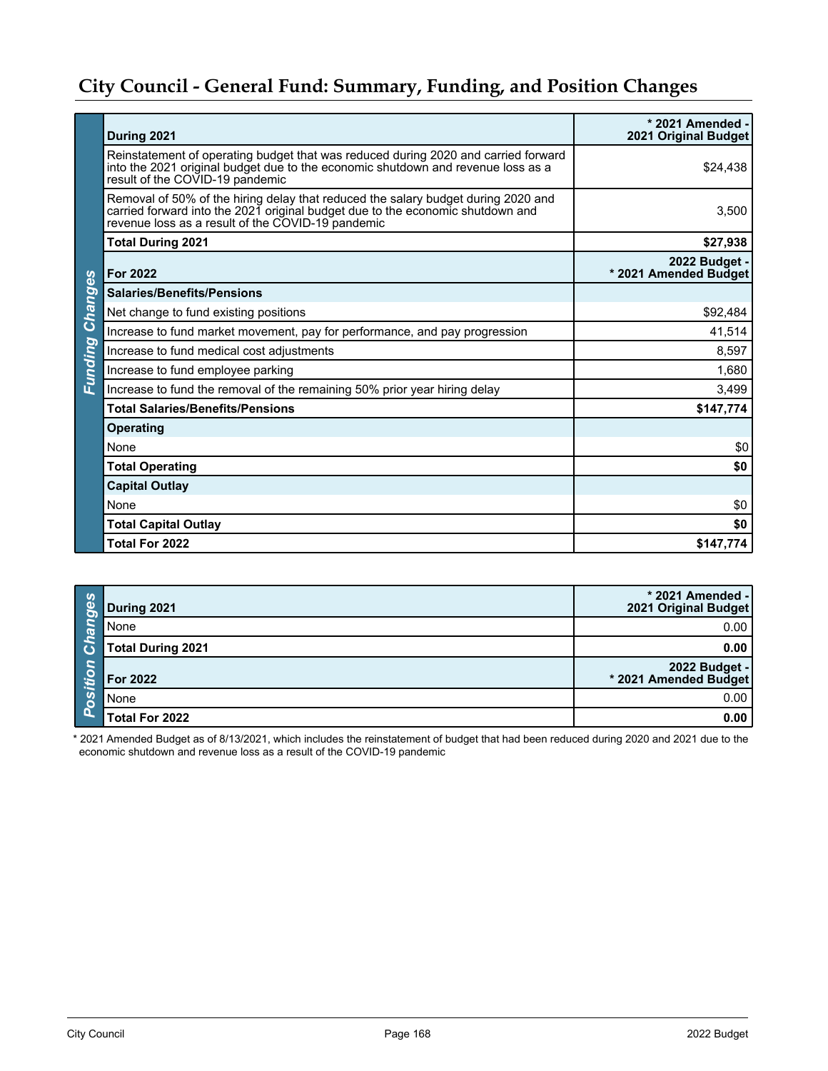## City Council - General Fund: Summary, Funding, and Position Changes

**Funding Changes**

| During 2021 | * 2021 Amended - 2021 Original Budget |
|---|---:|
| Reinstatement of operating budget that was reduced during 2020 and carried forward into the 2021 original budget due to the economic shutdown and revenue loss as a result of the COVID-19 pandemic | $24,438 |
| Removal of 50% of the hiring delay that reduced the salary budget during 2020 and carried forward into the 2021 original budget due to the economic shutdown and revenue loss as a result of the COVID-19 pandemic | 3,500 |
| **Total During 2021** | **$27,938** |
| **For 2022** | **2022 Budget - * 2021 Amended Budget** |
| **Salaries/Benefits/Pensions** | |
| Net change to fund existing positions | $92,484 |
| Increase to fund market movement, pay for performance, and pay progression | 41,514 |
| Increase to fund medical cost adjustments | 8,597 |
| Increase to fund employee parking | 1,680 |
| Increase to fund the removal of the remaining 50% prior year hiring delay | 3,499 |
| **Total Salaries/Benefits/Pensions** | **$147,774** |
| **Operating** | |
| None | $0 |
| **Total Operating** | **$0** |
| **Capital Outlay** | |
| None | $0 |
| **Total Capital Outlay** | **$0** |
| **Total For 2022** | **$147,774** |

**Position Changes**

| During 2021 | * 2021 Amended - 2021 Original Budget |
|---|---:|
| None | 0.00 |
| **Total During 2021** | **0.00** |
| **For 2022** | **2022 Budget - * 2021 Amended Budget** |
| None | 0.00 |
| **Total For 2022** | **0.00** |

* 2021 Amended Budget as of 8/13/2021, which includes the reinstatement of budget that had been reduced during 2020 and 2021 due to the economic shutdown and revenue loss as a result of the COVID-19 pandemic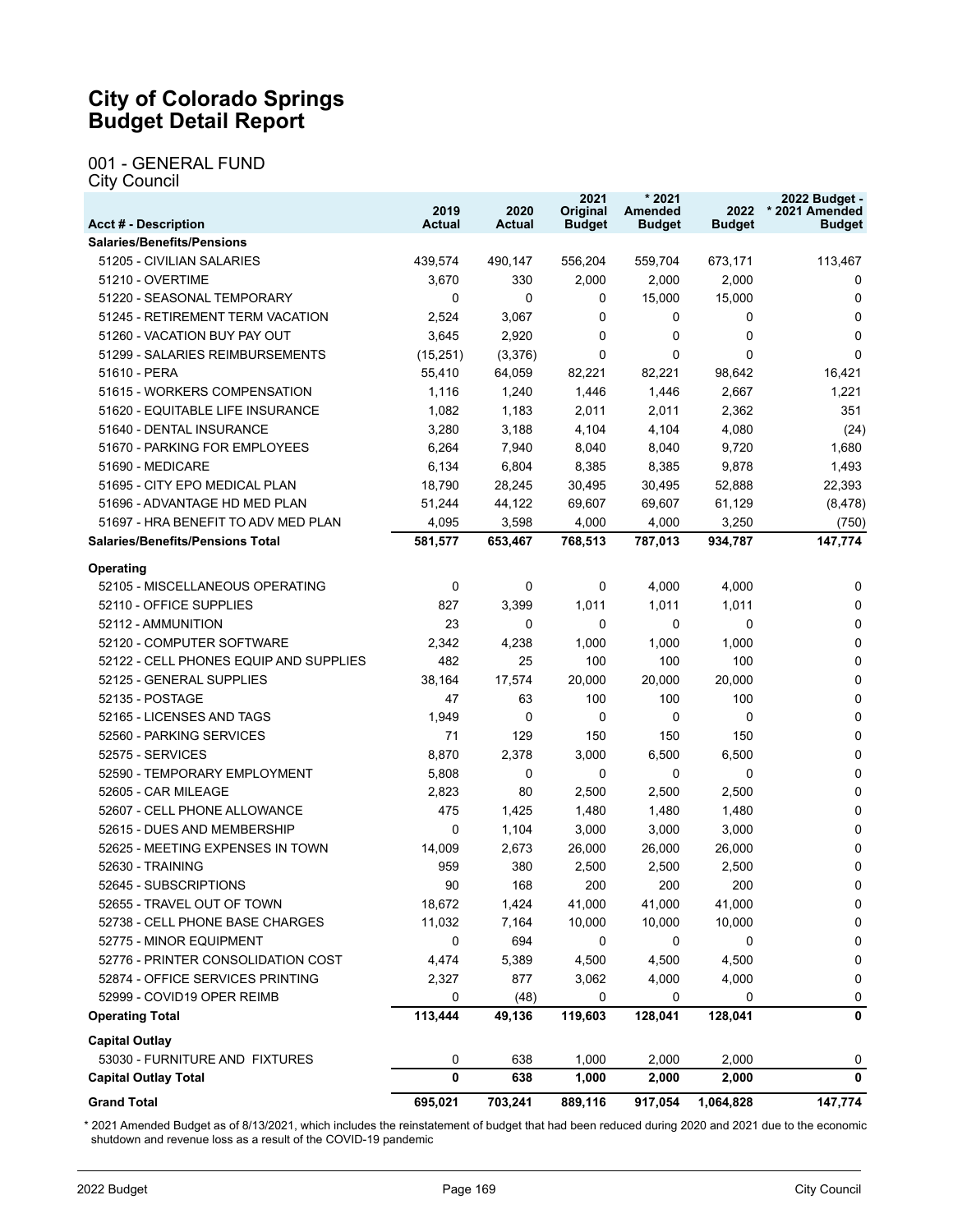# City of Colorado Springs
# Budget Detail Report

## 001 - GENERAL FUND
### City Council

| Acct # - Description | 2019 Actual | 2020 Actual | 2021 Original Budget | * 2021 Amended Budget | 2022 Budget | 2022 Budget - * 2021 Amended Budget |
|---|---|---|---|---|---|---|
| **Salaries/Benefits/Pensions** | | | | | | |
| 51205 - CIVILIAN SALARIES | 439,574 | 490,147 | 556,204 | 559,704 | 673,171 | 113,467 |
| 51210 - OVERTIME | 3,670 | 330 | 2,000 | 2,000 | 2,000 | 0 |
| 51220 - SEASONAL TEMPORARY | 0 | 0 | 0 | 15,000 | 15,000 | 0 |
| 51245 - RETIREMENT TERM VACATION | 2,524 | 3,067 | 0 | 0 | 0 | 0 |
| 51260 - VACATION BUY PAY OUT | 3,645 | 2,920 | 0 | 0 | 0 | 0 |
| 51299 - SALARIES REIMBURSEMENTS | (15,251) | (3,376) | 0 | 0 | 0 | 0 |
| 51610 - PERA | 55,410 | 64,059 | 82,221 | 82,221 | 98,642 | 16,421 |
| 51615 - WORKERS COMPENSATION | 1,116 | 1,240 | 1,446 | 1,446 | 2,667 | 1,221 |
| 51620 - EQUITABLE LIFE INSURANCE | 1,082 | 1,183 | 2,011 | 2,011 | 2,362 | 351 |
| 51640 - DENTAL INSURANCE | 3,280 | 3,188 | 4,104 | 4,104 | 4,080 | (24) |
| 51670 - PARKING FOR EMPLOYEES | 6,264 | 7,940 | 8,040 | 8,040 | 9,720 | 1,680 |
| 51690 - MEDICARE | 6,134 | 6,804 | 8,385 | 8,385 | 9,878 | 1,493 |
| 51695 - CITY EPO MEDICAL PLAN | 18,790 | 28,245 | 30,495 | 30,495 | 52,888 | 22,393 |
| 51696 - ADVANTAGE HD MED PLAN | 51,244 | 44,122 | 69,607 | 69,607 | 61,129 | (8,478) |
| 51697 - HRA BENEFIT TO ADV MED PLAN | 4,095 | 3,598 | 4,000 | 4,000 | 3,250 | (750) |
| **Salaries/Benefits/Pensions Total** | **581,577** | **653,467** | **768,513** | **787,013** | **934,787** | **147,774** |
| **Operating** | | | | | | |
| 52105 - MISCELLANEOUS OPERATING | 0 | 0 | 0 | 4,000 | 4,000 | 0 |
| 52110 - OFFICE SUPPLIES | 827 | 3,399 | 1,011 | 1,011 | 1,011 | 0 |
| 52112 - AMMUNITION | 23 | 0 | 0 | 0 | 0 | 0 |
| 52120 - COMPUTER SOFTWARE | 2,342 | 4,238 | 1,000 | 1,000 | 1,000 | 0 |
| 52122 - CELL PHONES EQUIP AND SUPPLIES | 482 | 25 | 100 | 100 | 100 | 0 |
| 52125 - GENERAL SUPPLIES | 38,164 | 17,574 | 20,000 | 20,000 | 20,000 | 0 |
| 52135 - POSTAGE | 47 | 63 | 100 | 100 | 100 | 0 |
| 52165 - LICENSES AND TAGS | 1,949 | 0 | 0 | 0 | 0 | 0 |
| 52560 - PARKING SERVICES | 71 | 129 | 150 | 150 | 150 | 0 |
| 52575 - SERVICES | 8,870 | 2,378 | 3,000 | 6,500 | 6,500 | 0 |
| 52590 - TEMPORARY EMPLOYMENT | 5,808 | 0 | 0 | 0 | 0 | 0 |
| 52605 - CAR MILEAGE | 2,823 | 80 | 2,500 | 2,500 | 2,500 | 0 |
| 52607 - CELL PHONE ALLOWANCE | 475 | 1,425 | 1,480 | 1,480 | 1,480 | 0 |
| 52615 - DUES AND MEMBERSHIP | 0 | 1,104 | 3,000 | 3,000 | 3,000 | 0 |
| 52625 - MEETING EXPENSES IN TOWN | 14,009 | 2,673 | 26,000 | 26,000 | 26,000 | 0 |
| 52630 - TRAINING | 959 | 380 | 2,500 | 2,500 | 2,500 | 0 |
| 52645 - SUBSCRIPTIONS | 90 | 168 | 200 | 200 | 200 | 0 |
| 52655 - TRAVEL OUT OF TOWN | 18,672 | 1,424 | 41,000 | 41,000 | 41,000 | 0 |
| 52738 - CELL PHONE BASE CHARGES | 11,032 | 7,164 | 10,000 | 10,000 | 10,000 | 0 |
| 52775 - MINOR EQUIPMENT | 0 | 694 | 0 | 0 | 0 | 0 |
| 52776 - PRINTER CONSOLIDATION COST | 4,474 | 5,389 | 4,500 | 4,500 | 4,500 | 0 |
| 52874 - OFFICE SERVICES PRINTING | 2,327 | 877 | 3,062 | 4,000 | 4,000 | 0 |
| 52999 - COVID19 OPER REIMB | 0 | (48) | 0 | 0 | 0 | 0 |
| **Operating Total** | **113,444** | **49,136** | **119,603** | **128,041** | **128,041** | **0** |
| **Capital Outlay** | | | | | | |
| 53030 - FURNITURE AND FIXTURES | 0 | 638 | 1,000 | 2,000 | 2,000 | 0 |
| **Capital Outlay Total** | **0** | **638** | **1,000** | **2,000** | **2,000** | **0** |
| **Grand Total** | **695,021** | **703,241** | **889,116** | **917,054** | **1,064,828** | **147,774** |

* 2021 Amended Budget as of 8/13/2021, which includes the reinstatement of budget that had been reduced during 2020 and 2021 due to the economic shutdown and revenue loss as a result of the COVID-19 pandemic